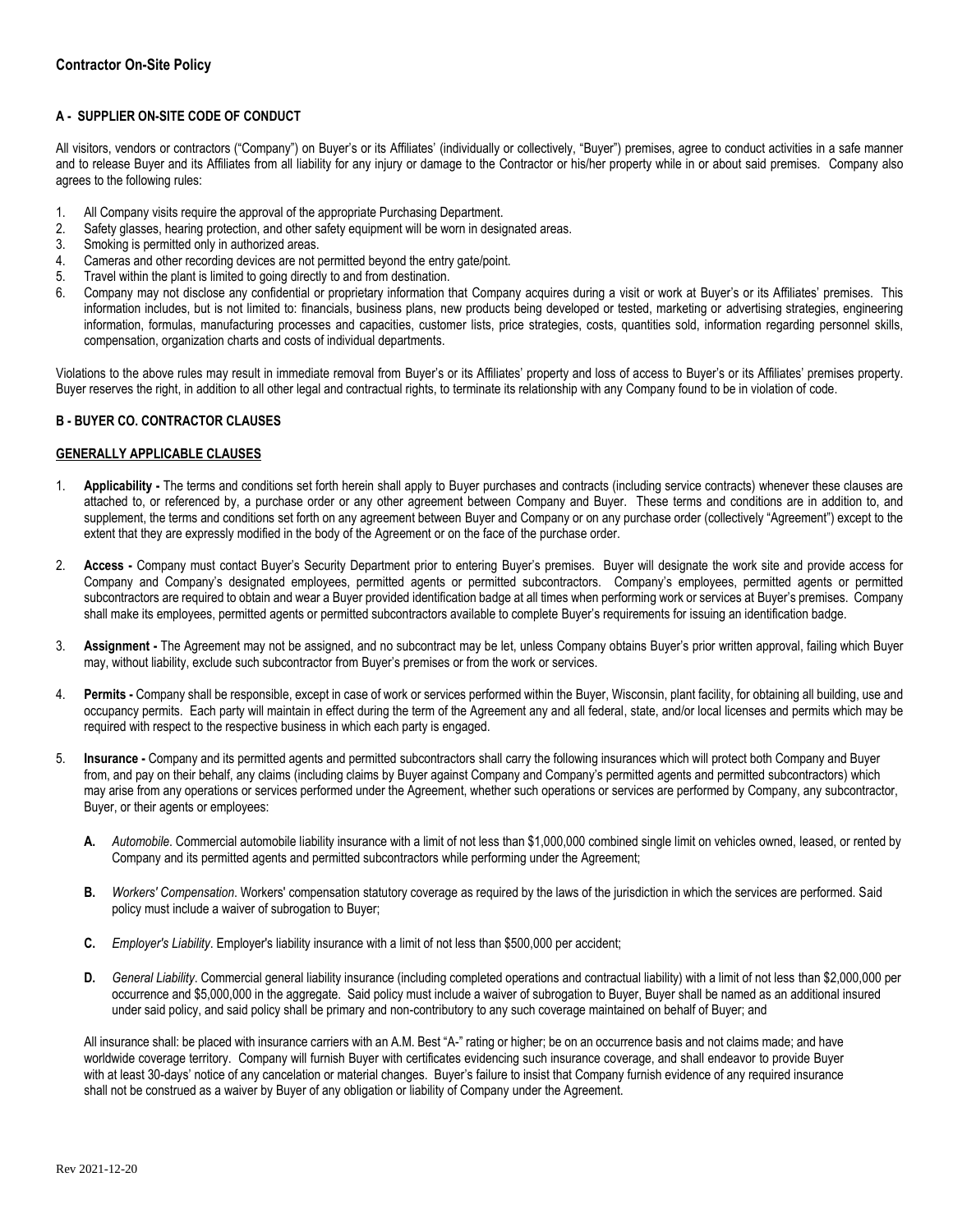# Contractor On-Site Policy

## A - SUPPLIER ON-SITE CODE OF CONDUCT

All visitors, vendors or contractors ("Company") on Buyer's or its Affiliates' (individually or collectively, "Buyer") premises, agree to conduct activities in a safe manner and to release Buyer and its Affiliates from all liability for any injury or damage to the Contractor or his/her property while in or about said premises. Company also agrees to the following rules:

1. All Company visits require the approval of the appropriate Purchasing Department.
2. Safety glasses, hearing protection, and other safety equipment will be worn in designated areas.
3. Smoking is permitted only in authorized areas.
4. Cameras and other recording devices are not permitted beyond the entry gate/point.
5. Travel within the plant is limited to going directly to and from destination.
6. Company may not disclose any confidential or proprietary information that Company acquires during a visit or work at Buyer's or its Affiliates' premises. This information includes, but is not limited to: financials, business plans, new products being developed or tested, marketing or advertising strategies, engineering information, formulas, manufacturing processes and capacities, customer lists, price strategies, costs, quantities sold, information regarding personnel skills, compensation, organization charts and costs of individual departments.

Violations to the above rules may result in immediate removal from Buyer's or its Affiliates' property and loss of access to Buyer's or its Affiliates' premises property. Buyer reserves the right, in addition to all other legal and contractual rights, to terminate its relationship with any Company found to be in violation of code.

## B - BUYER CO. CONTRACTOR CLAUSES

### GENERALLY APPLICABLE CLAUSES

1. **Applicability -** The terms and conditions set forth herein shall apply to Buyer purchases and contracts (including service contracts) whenever these clauses are attached to, or referenced by, a purchase order or any other agreement between Company and Buyer. These terms and conditions are in addition to, and supplement, the terms and conditions set forth on any agreement between Buyer and Company or on any purchase order (collectively "Agreement") except to the extent that they are expressly modified in the body of the Agreement or on the face of the purchase order.

2. **Access -** Company must contact Buyer's Security Department prior to entering Buyer's premises. Buyer will designate the work site and provide access for Company and Company's designated employees, permitted agents or permitted subcontractors. Company's employees, permitted agents or permitted subcontractors are required to obtain and wear a Buyer provided identification badge at all times when performing work or services at Buyer's premises. Company shall make its employees, permitted agents or permitted subcontractors available to complete Buyer's requirements for issuing an identification badge.

3. **Assignment -** The Agreement may not be assigned, and no subcontract may be let, unless Company obtains Buyer's prior written approval, failing which Buyer may, without liability, exclude such subcontractor from Buyer's premises or from the work or services.

4. **Permits -** Company shall be responsible, except in case of work or services performed within the Buyer, Wisconsin, plant facility, for obtaining all building, use and occupancy permits. Each party will maintain in effect during the term of the Agreement any and all federal, state, and/or local licenses and permits which may be required with respect to the respective business in which each party is engaged.

5. **Insurance -** Company and its permitted agents and permitted subcontractors shall carry the following insurances which will protect both Company and Buyer from, and pay on their behalf, any claims (including claims by Buyer against Company and Company's permitted agents and permitted subcontractors) which may arise from any operations or services performed under the Agreement, whether such operations or services are performed by Company, any subcontractor, Buyer, or their agents or employees:

   **A.** *Automobile*. Commercial automobile liability insurance with a limit of not less than $1,000,000 combined single limit on vehicles owned, leased, or rented by Company and its permitted agents and permitted subcontractors while performing under the Agreement;

   **B.** *Workers' Compensation*. Workers' compensation statutory coverage as required by the laws of the jurisdiction in which the services are performed. Said policy must include a waiver of subrogation to Buyer;

   **C.** *Employer's Liability*. Employer's liability insurance with a limit of not less than $500,000 per accident;

   **D.** *General Liability*. Commercial general liability insurance (including completed operations and contractual liability) with a limit of not less than $2,000,000 per occurrence and $5,000,000 in the aggregate. Said policy must include a waiver of subrogation to Buyer, Buyer shall be named as an additional insured under said policy, and said policy shall be primary and non-contributory to any such coverage maintained on behalf of Buyer; and

   All insurance shall: be placed with insurance carriers with an A.M. Best "A-" rating or higher; be on an occurrence basis and not claims made; and have worldwide coverage territory. Company will furnish Buyer with certificates evidencing such insurance coverage, and shall endeavor to provide Buyer with at least 30-days' notice of any cancelation or material changes. Buyer's failure to insist that Company furnish evidence of any required insurance shall not be construed as a waiver by Buyer of any obligation or liability of Company under the Agreement.

Rev 2021-12-20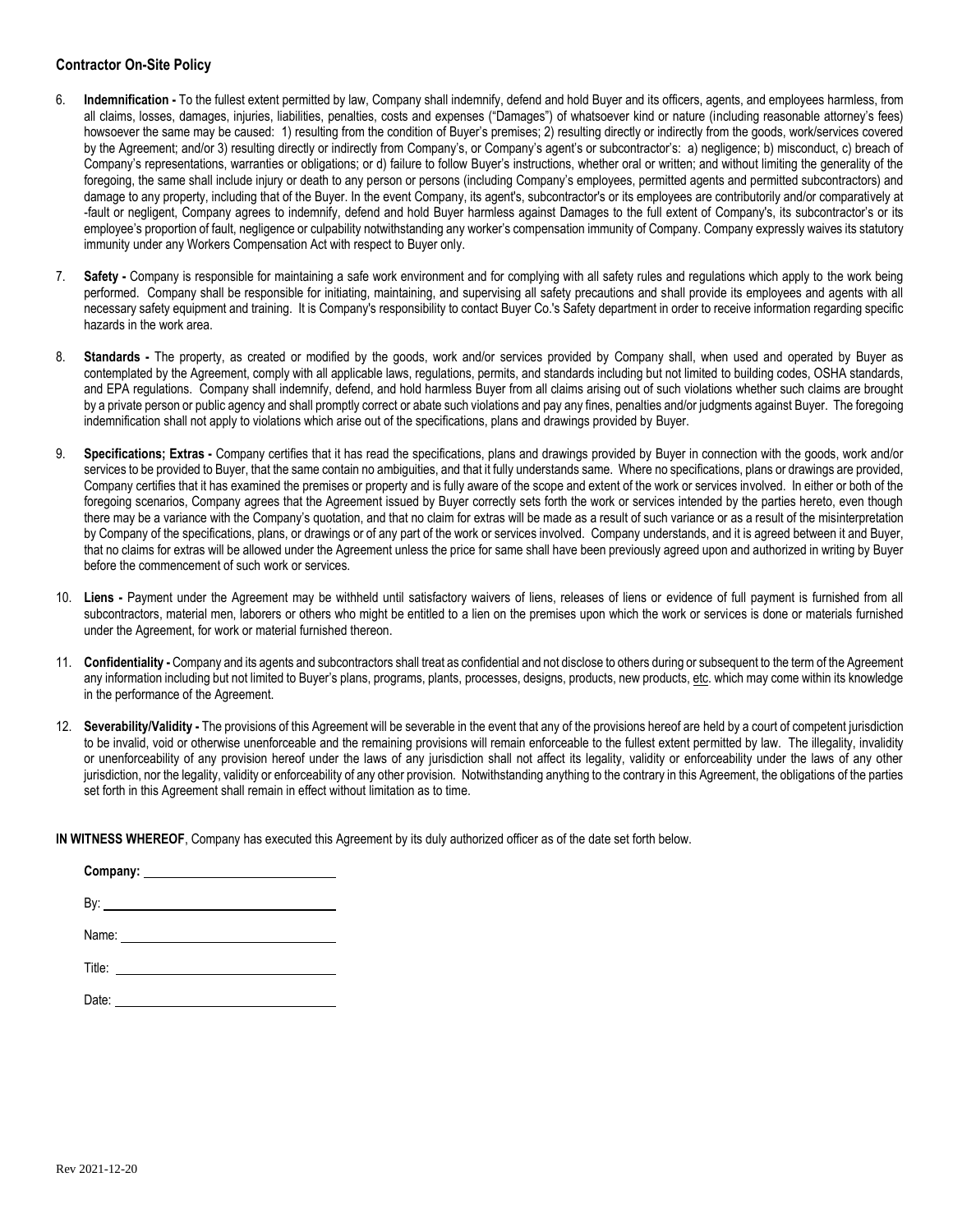**Contractor On-Site Policy**

6. **Indemnification -** To the fullest extent permitted by law, Company shall indemnify, defend and hold Buyer and its officers, agents, and employees harmless, from all claims, losses, damages, injuries, liabilities, penalties, costs and expenses ("Damages") of whatsoever kind or nature (including reasonable attorney's fees) howsoever the same may be caused: 1) resulting from the condition of Buyer's premises; 2) resulting directly or indirectly from the goods, work/services covered by the Agreement; and/or 3) resulting directly or indirectly from Company's, or Company's agent's or subcontractor's: a) negligence; b) misconduct, c) breach of Company's representations, warranties or obligations; or d) failure to follow Buyer's instructions, whether oral or written; and without limiting the generality of the foregoing, the same shall include injury or death to any person or persons (including Company's employees, permitted agents and permitted subcontractors) and damage to any property, including that of the Buyer. In the event Company, its agent's, subcontractor's or its employees are contributorily and/or comparatively at -fault or negligent, Company agrees to indemnify, defend and hold Buyer harmless against Damages to the full extent of Company's, its subcontractor's or its employee's proportion of fault, negligence or culpability notwithstanding any worker's compensation immunity of Company. Company expressly waives its statutory immunity under any Workers Compensation Act with respect to Buyer only.

7. **Safety -** Company is responsible for maintaining a safe work environment and for complying with all safety rules and regulations which apply to the work being performed. Company shall be responsible for initiating, maintaining, and supervising all safety precautions and shall provide its employees and agents with all necessary safety equipment and training. It is Company's responsibility to contact Buyer Co.'s Safety department in order to receive information regarding specific hazards in the work area.

8. **Standards -** The property, as created or modified by the goods, work and/or services provided by Company shall, when used and operated by Buyer as contemplated by the Agreement, comply with all applicable laws, regulations, permits, and standards including but not limited to building codes, OSHA standards, and EPA regulations. Company shall indemnify, defend, and hold harmless Buyer from all claims arising out of such violations whether such claims are brought by a private person or public agency and shall promptly correct or abate such violations and pay any fines, penalties and/or judgments against Buyer. The foregoing indemnification shall not apply to violations which arise out of the specifications, plans and drawings provided by Buyer.

9. **Specifications; Extras -** Company certifies that it has read the specifications, plans and drawings provided by Buyer in connection with the goods, work and/or services to be provided to Buyer, that the same contain no ambiguities, and that it fully understands same. Where no specifications, plans or drawings are provided, Company certifies that it has examined the premises or property and is fully aware of the scope and extent of the work or services involved. In either or both of the foregoing scenarios, Company agrees that the Agreement issued by Buyer correctly sets forth the work or services intended by the parties hereto, even though there may be a variance with the Company's quotation, and that no claim for extras will be made as a result of such variance or as a result of the misinterpretation by Company of the specifications, plans, or drawings or of any part of the work or services involved. Company understands, and it is agreed between it and Buyer, that no claims for extras will be allowed under the Agreement unless the price for same shall have been previously agreed upon and authorized in writing by Buyer before the commencement of such work or services.

10. **Liens -** Payment under the Agreement may be withheld until satisfactory waivers of liens, releases of liens or evidence of full payment is furnished from all subcontractors, material men, laborers or others who might be entitled to a lien on the premises upon which the work or services is done or materials furnished under the Agreement, for work or material furnished thereon.

11. **Confidentiality -** Company and its agents and subcontractors shall treat as confidential and not disclose to others during or subsequent to the term of the Agreement any information including but not limited to Buyer's plans, programs, plants, processes, designs, products, new products, etc. which may come within its knowledge in the performance of the Agreement.

12. **Severability/Validity -** The provisions of this Agreement will be severable in the event that any of the provisions hereof are held by a court of competent jurisdiction to be invalid, void or otherwise unenforceable and the remaining provisions will remain enforceable to the fullest extent permitted by law. The illegality, invalidity or unenforceability of any provision hereof under the laws of any jurisdiction shall not affect its legality, validity or enforceability under the laws of any other jurisdiction, nor the legality, validity or enforceability of any other provision. Notwithstanding anything to the contrary in this Agreement, the obligations of the parties set forth in this Agreement shall remain in effect without limitation as to time.

**IN WITNESS WHEREOF**, Company has executed this Agreement by its duly authorized officer as of the date set forth below.

**Company:** ____________________________

By: ____________________________

Name: ____________________________

Title: ____________________________

Date: ____________________________

Rev 2021-12-20